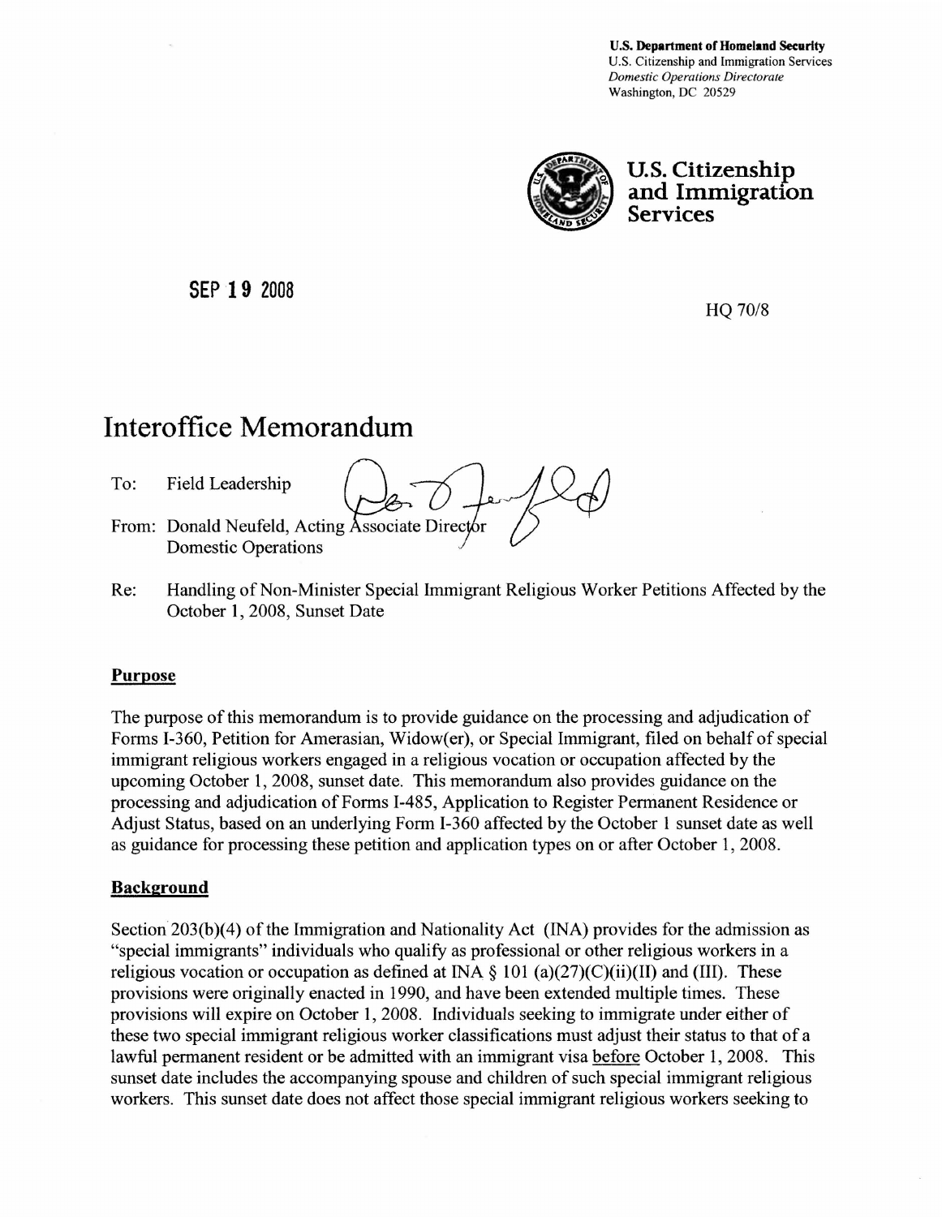**U.S. Department of Homeland Security**
U.S. Citizenship and Immigration Services
*Domestic Operations Directorate*
Washington, DC 20529

**U.S. Citizenship and Immigration Services**

**SEP 19 2008**

HQ 70/8

# Interoffice Memorandum

To: Field Leadership

From: Donald Neufeld, Acting Associate Director
Domestic Operations

Re: Handling of Non-Minister Special Immigrant Religious Worker Petitions Affected by the October 1, 2008, Sunset Date

## Purpose

The purpose of this memorandum is to provide guidance on the processing and adjudication of Forms I-360, Petition for Amerasian, Widow(er), or Special Immigrant, filed on behalf of special immigrant religious workers engaged in a religious vocation or occupation affected by the upcoming October 1, 2008, sunset date. This memorandum also provides guidance on the processing and adjudication of Forms I-485, Application to Register Permanent Residence or Adjust Status, based on an underlying Form I-360 affected by the October 1 sunset date as well as guidance for processing these petition and application types on or after October 1, 2008.

## Background

Section 203(b)(4) of the Immigration and Nationality Act (INA) provides for the admission as "special immigrants" individuals who qualify as professional or other religious workers in a religious vocation or occupation as defined at INA § 101 (a)(27)(C)(ii)(II) and (III). These provisions were originally enacted in 1990, and have been extended multiple times. These provisions will expire on October 1, 2008. Individuals seeking to immigrate under either of these two special immigrant religious worker classifications must adjust their status to that of a lawful permanent resident or be admitted with an immigrant visa before October 1, 2008. This sunset date includes the accompanying spouse and children of such special immigrant religious workers. This sunset date does not affect those special immigrant religious workers seeking to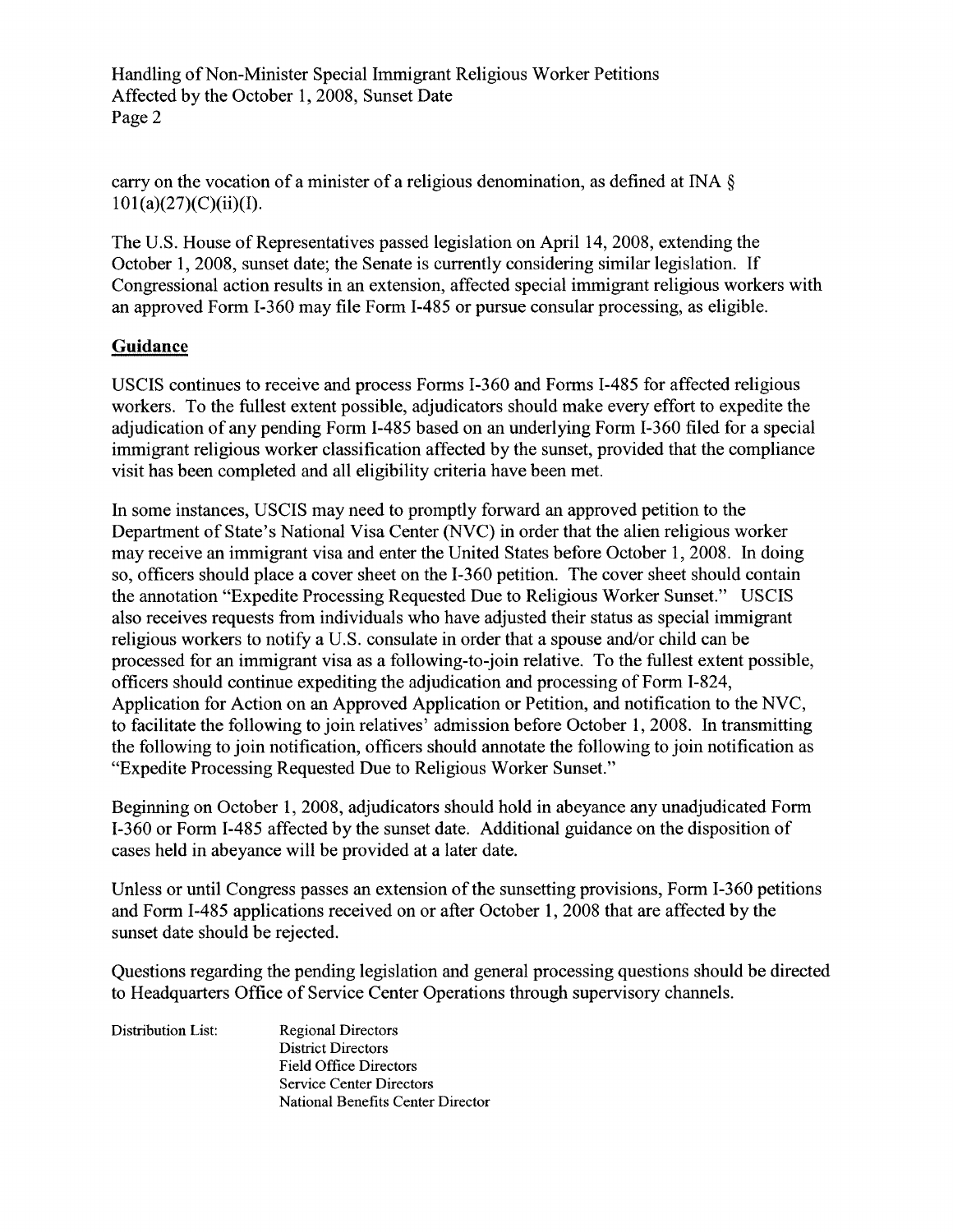carry on the vocation of a minister of a religious denomination, as defined at INA § 101(a)(27)(C)(ii)(I).

The U.S. House of Representatives passed legislation on April 14, 2008, extending the October 1, 2008, sunset date; the Senate is currently considering similar legislation. If Congressional action results in an extension, affected special immigrant religious workers with an approved Form I-360 may file Form I-485 or pursue consular processing, as eligible.

## Guidance

USCIS continues to receive and process Forms I-360 and Forms I-485 for affected religious workers. To the fullest extent possible, adjudicators should make every effort to expedite the adjudication of any pending Form I-485 based on an underlying Form I-360 filed for a special immigrant religious worker classification affected by the sunset, provided that the compliance visit has been completed and all eligibility criteria have been met.

In some instances, USCIS may need to promptly forward an approved petition to the Department of State's National Visa Center (NVC) in order that the alien religious worker may receive an immigrant visa and enter the United States before October 1, 2008. In doing so, officers should place a cover sheet on the I-360 petition. The cover sheet should contain the annotation "Expedite Processing Requested Due to Religious Worker Sunset." USCIS also receives requests from individuals who have adjusted their status as special immigrant religious workers to notify a U.S. consulate in order that a spouse and/or child can be processed for an immigrant visa as a following-to-join relative. To the fullest extent possible, officers should continue expediting the adjudication and processing of Form I-824, Application for Action on an Approved Application or Petition, and notification to the NVC, to facilitate the following to join relatives' admission before October 1, 2008. In transmitting the following to join notification, officers should annotate the following to join notification as "Expedite Processing Requested Due to Religious Worker Sunset."

Beginning on October 1, 2008, adjudicators should hold in abeyance any unadjudicated Form I-360 or Form I-485 affected by the sunset date. Additional guidance on the disposition of cases held in abeyance will be provided at a later date.

Unless or until Congress passes an extension of the sunsetting provisions, Form I-360 petitions and Form I-485 applications received on or after October 1, 2008 that are affected by the sunset date should be rejected.

Questions regarding the pending legislation and general processing questions should be directed to Headquarters Office of Service Center Operations through supervisory channels.

Distribution List:
Regional Directors
District Directors
Field Office Directors
Service Center Directors
National Benefits Center Director